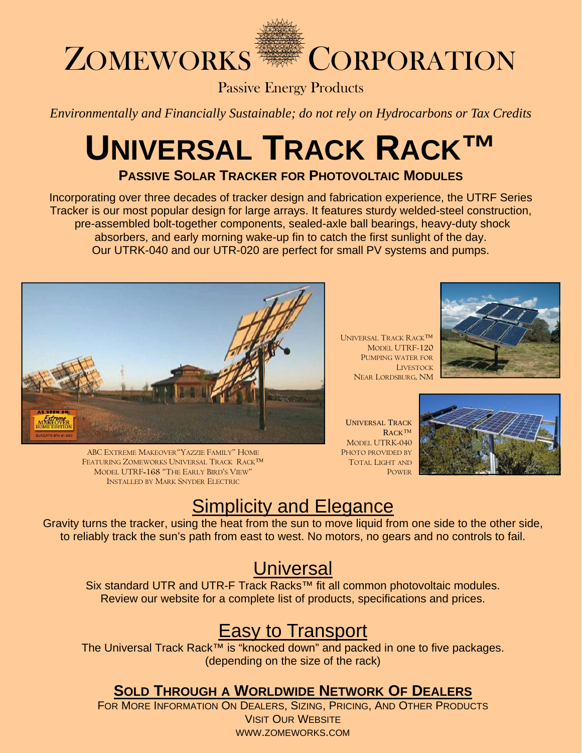# ZOMEWORKS CORPORATION

Passive Energy Products

*Environmentally and Financially Sustainable; do not rely on Hydrocarbons or Tax Credits*

# UNIVERSAL TRACK RACK™

## PASSIVE SOLAR TRACKER FOR PHOTOVOLTAIC MODULES

Incorporating over three decades of tracker design and fabrication experience, the UTRF Series Tracker is our most popular design for large arrays. It features sturdy welded-steel construction, pre-assembled bolt-together components, sealed-axle ball bearings, heavy-duty shock absorbers, and early morning wake-up fin to catch the first sunlight of the day. Our UTRK-040 and our UTR-020 are perfect for small PV systems and pumps.

ABC EXTREME MAKEOVER "YAZZIE FAMILY" HOME FEATURING ZOMEWORKS UNIVERSAL TRACK RACK™ MODEL UTRF-168 "THE EARLY BIRD'S VIEW" INSTALLED BY MARK SNYDER ELECTRIC

UNIVERSAL TRACK RACK™ MODEL UTRF-120 PUMPING WATER FOR LIVESTOCK NEAR LORDSBURG, NM

UNIVERSAL TRACK RACK™ MODEL UTRK-040 PHOTO PROVIDED BY TOTAL LIGHT AND POWER

## Simplicity and Elegance

Gravity turns the tracker, using the heat from the sun to move liquid from one side to the other side, to reliably track the sun's path from east to west. No motors, no gears and no controls to fail.

## Universal

Six standard UTR and UTR-F Track Racks™ fit all common photovoltaic modules. Review our website for a complete list of products, specifications and prices.

## Easy to Transport

The Universal Track Rack™ is "knocked down" and packed in one to five packages. (depending on the size of the rack)

### SOLD THROUGH A WORLDWIDE NETWORK OF DEALERS

FOR MORE INFORMATION ON DEALERS, SIZING, PRICING, AND OTHER PRODUCTS VISIT OUR WEBSITE WWW.ZOMEWORKS.COM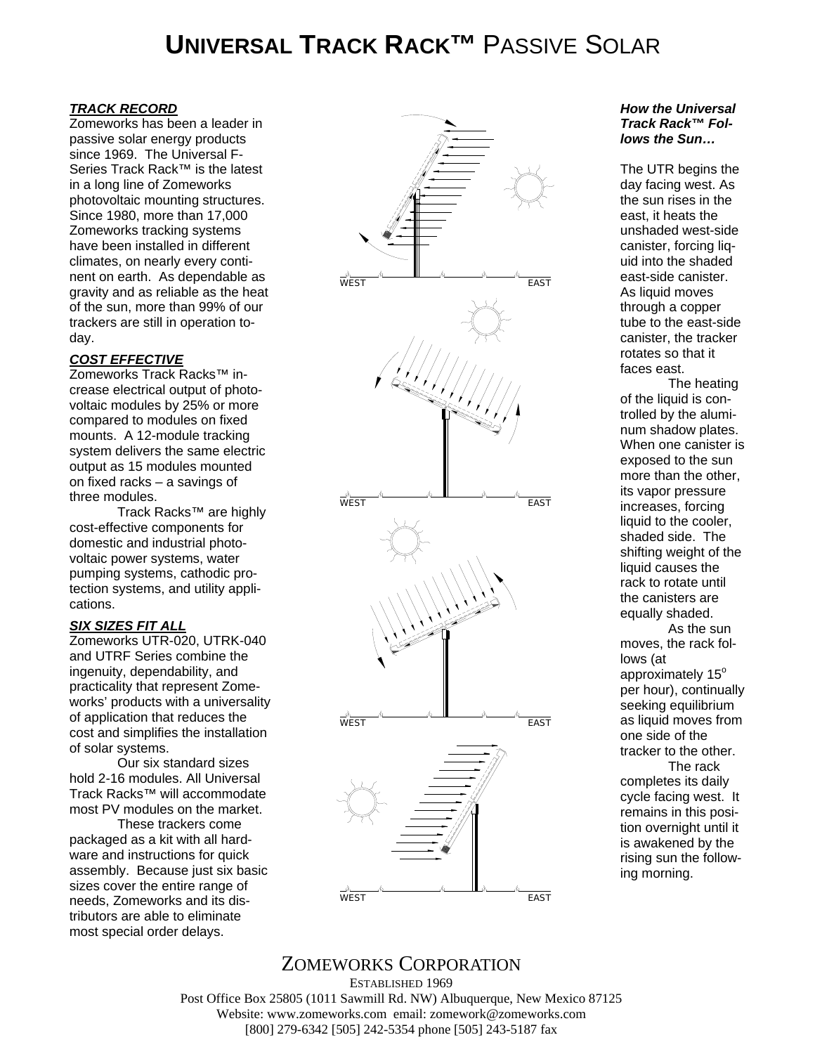# UNIVERSAL TRACK RACK™ PASSIVE SOLAR

***TRACK RECORD***

Zomeworks has been a leader in passive solar energy products since 1969. The Universal F-Series Track Rack™ is the latest in a long line of Zomeworks photovoltaic mounting structures. Since 1980, more than 17,000 Zomeworks tracking systems have been installed in different climates, on nearly every continent on earth. As dependable as gravity and as reliable as the heat of the sun, more than 99% of our trackers are still in operation today.

***COST EFFECTIVE***

Zomeworks Track Racks™ increase electrical output of photovoltaic modules by 25% or more compared to modules on fixed mounts. A 12-module tracking system delivers the same electric output as 15 modules mounted on fixed racks – a savings of three modules.

Track Racks™ are highly cost-effective components for domestic and industrial photovoltaic power systems, water pumping systems, cathodic protection systems, and utility applications.

***SIX SIZES FIT ALL***

Zomeworks UTR-020, UTRK-040 and UTRF Series combine the ingenuity, dependability, and practicality that represent Zomeworks' products with a universality of application that reduces the cost and simplifies the installation of solar systems.

Our six standard sizes hold 2-16 modules. All Universal Track Racks™ will accommodate most PV modules on the market.

These trackers come packaged as a kit with all hardware and instructions for quick assembly. Because just six basic sizes cover the entire range of needs, Zomeworks and its distributors are able to eliminate most special order delays.

WEST EAST

WEST EAST

WEST EAST

WEST EAST

***How the Universal Track Rack™ Follows the Sun…***

The UTR begins the day facing west. As the sun rises in the east, it heats the unshaded west-side canister, forcing liquid into the shaded east-side canister. As liquid moves through a copper tube to the east-side canister, the tracker rotates so that it faces east.

The heating of the liquid is controlled by the aluminum shadow plates. When one canister is exposed to the sun more than the other, its vapor pressure increases, forcing liquid to the cooler, shaded side. The shifting weight of the liquid causes the rack to rotate until the canisters are equally shaded.

As the sun moves, the rack follows (at approximately 15$^o$ per hour), continually seeking equilibrium as liquid moves from one side of the tracker to the other.

The rack completes its daily cycle facing west. It remains in this position overnight until it is awakened by the rising sun the following morning.

ZOMEWORKS CORPORATION

ESTABLISHED 1969

Post Office Box 25805 (1011 Sawmill Rd. NW) Albuquerque, New Mexico 87125

Website: www.zomeworks.com email: zomework@zomeworks.com

[800] 279-6342 [505] 242-5354 phone [505] 243-5187 fax